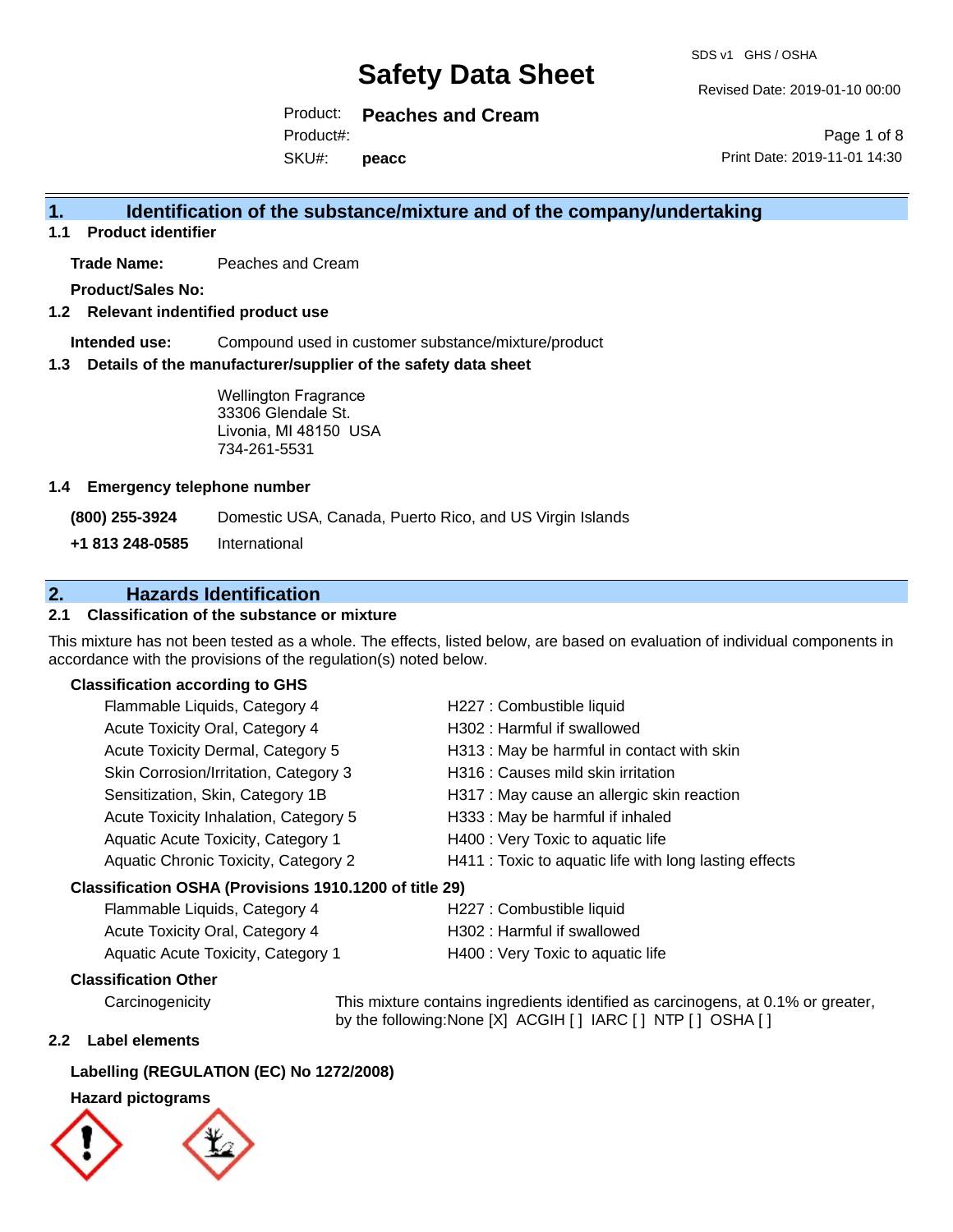# Safety Data Sheet

SDS v1 GHS / OSHA

Revised Date: 2019-01-10 00:00

Product: **Peaches and Cream**

Product#:

SKU#: **peacc**

Print Date: 2019-11-01 14:30

## 1. Identification of the substance/mixture and of the company/undertaking

### 1.1 Product identifier

**Trade Name:** Peaches and Cream

**Product/Sales No:**

### 1.2 Relevant indentified product use

**Intended use:** Compound used in customer substance/mixture/product

### 1.3 Details of the manufacturer/supplier of the safety data sheet

Wellington Fragrance
33306 Glendale St.
Livonia, MI 48150 USA
734-261-5531

### 1.4 Emergency telephone number

| | |
|---|---|
| **(800) 255-3924** | Domestic USA, Canada, Puerto Rico, and US Virgin Islands |
| **+1 813 248-0585** | International |

## 2. Hazards Identification

### 2.1 Classification of the substance or mixture

This mixture has not been tested as a whole. The effects, listed below, are based on evaluation of individual components in accordance with the provisions of the regulation(s) noted below.

**Classification according to GHS**

| | |
|---|---|
| Flammable Liquids, Category 4 | H227 : Combustible liquid |
| Acute Toxicity Oral, Category 4 | H302 : Harmful if swallowed |
| Acute Toxicity Dermal, Category 5 | H313 : May be harmful in contact with skin |
| Skin Corrosion/Irritation, Category 3 | H316 : Causes mild skin irritation |
| Sensitization, Skin, Category 1B | H317 : May cause an allergic skin reaction |
| Acute Toxicity Inhalation, Category 5 | H333 : May be harmful if inhaled |
| Aquatic Acute Toxicity, Category 1 | H400 : Very Toxic to aquatic life |
| Aquatic Chronic Toxicity, Category 2 | H411 : Toxic to aquatic life with long lasting effects |

**Classification OSHA (Provisions 1910.1200 of title 29)**

| | |
|---|---|
| Flammable Liquids, Category 4 | H227 : Combustible liquid |
| Acute Toxicity Oral, Category 4 | H302 : Harmful if swallowed |
| Aquatic Acute Toxicity, Category 1 | H400 : Very Toxic to aquatic life |

**Classification Other**

Carcinogenicity: This mixture contains ingredients identified as carcinogens, at 0.1% or greater, by the following:None [X] ACGIH [ ] IARC [ ] NTP [ ] OSHA [ ]

### 2.2 Label elements

**Labelling (REGULATION (EC) No 1272/2008)**

**Hazard pictograms**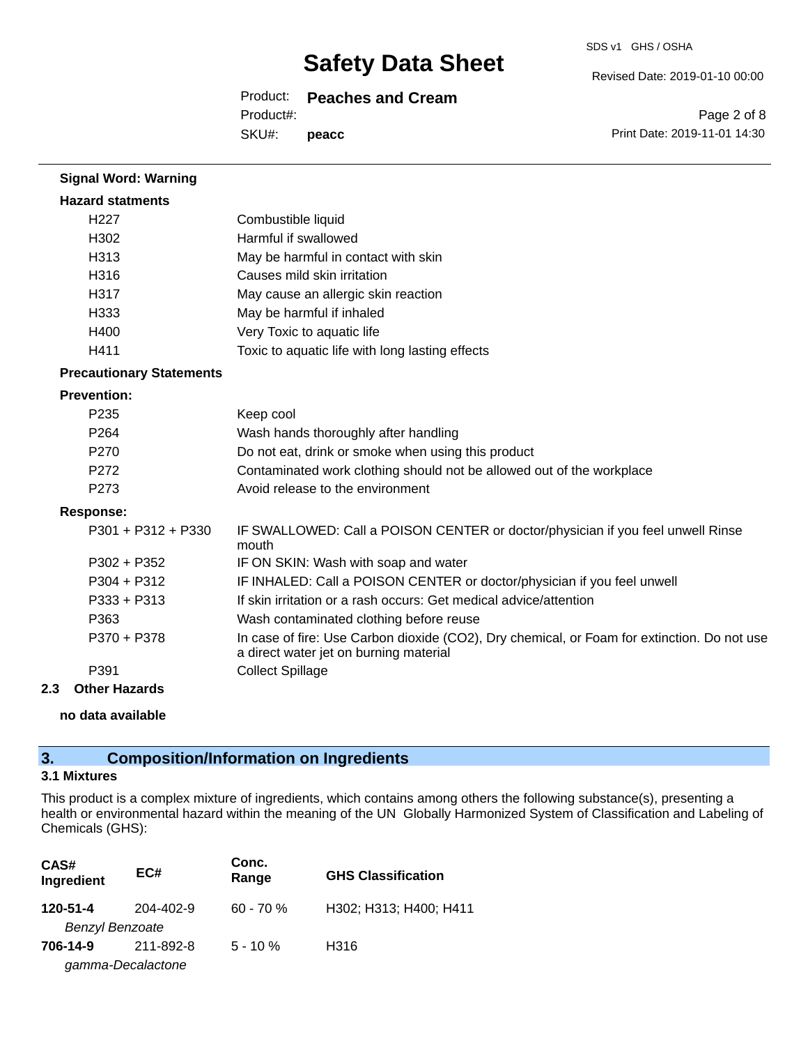**Signal Word: Warning**

**Hazard statments**

| | |
|---|---|
| H227 | Combustible liquid |
| H302 | Harmful if swallowed |
| H313 | May be harmful in contact with skin |
| H316 | Causes mild skin irritation |
| H317 | May cause an allergic skin reaction |
| H333 | May be harmful if inhaled |
| H400 | Very Toxic to aquatic life |
| H411 | Toxic to aquatic life with long lasting effects |

**Precautionary Statements**

**Prevention:**

| | |
|---|---|
| P235 | Keep cool |
| P264 | Wash hands thoroughly after handling |
| P270 | Do not eat, drink or smoke when using this product |
| P272 | Contaminated work clothing should not be allowed out of the workplace |
| P273 | Avoid release to the environment |

**Response:**

| | |
|---|---|
| P301 + P312 + P330 | IF SWALLOWED: Call a POISON CENTER or doctor/physician if you feel unwell Rinse mouth |
| P302 + P352 | IF ON SKIN: Wash with soap and water |
| P304 + P312 | IF INHALED: Call a POISON CENTER or doctor/physician if you feel unwell |
| P333 + P313 | If skin irritation or a rash occurs: Get medical advice/attention |
| P363 | Wash contaminated clothing before reuse |
| P370 + P378 | In case of fire: Use Carbon dioxide ($CO_2$), Dry chemical, or Foam for extinction. Do not use a direct water jet on burning material |
| P391 | Collect Spillage |

### 2.3 Other Hazards

**no data available**

## 3. Composition/Information on Ingredients

### 3.1 Mixtures

This product is a complex mixture of ingredients, which contains among others the following substance(s), presenting a health or environmental hazard within the meaning of the UN Globally Harmonized System of Classification and Labeling of Chemicals (GHS):

| CAS# Ingredient | EC# | Conc. Range | GHS Classification |
|---|---|---|---|
| **120-51-4** *Benzyl Benzoate* | 204-402-9 | 60 - 70 % | H302; H313; H400; H411 |
| **706-14-9** *gamma-Decalactone* | 211-892-8 | 5 - 10 % | H316 |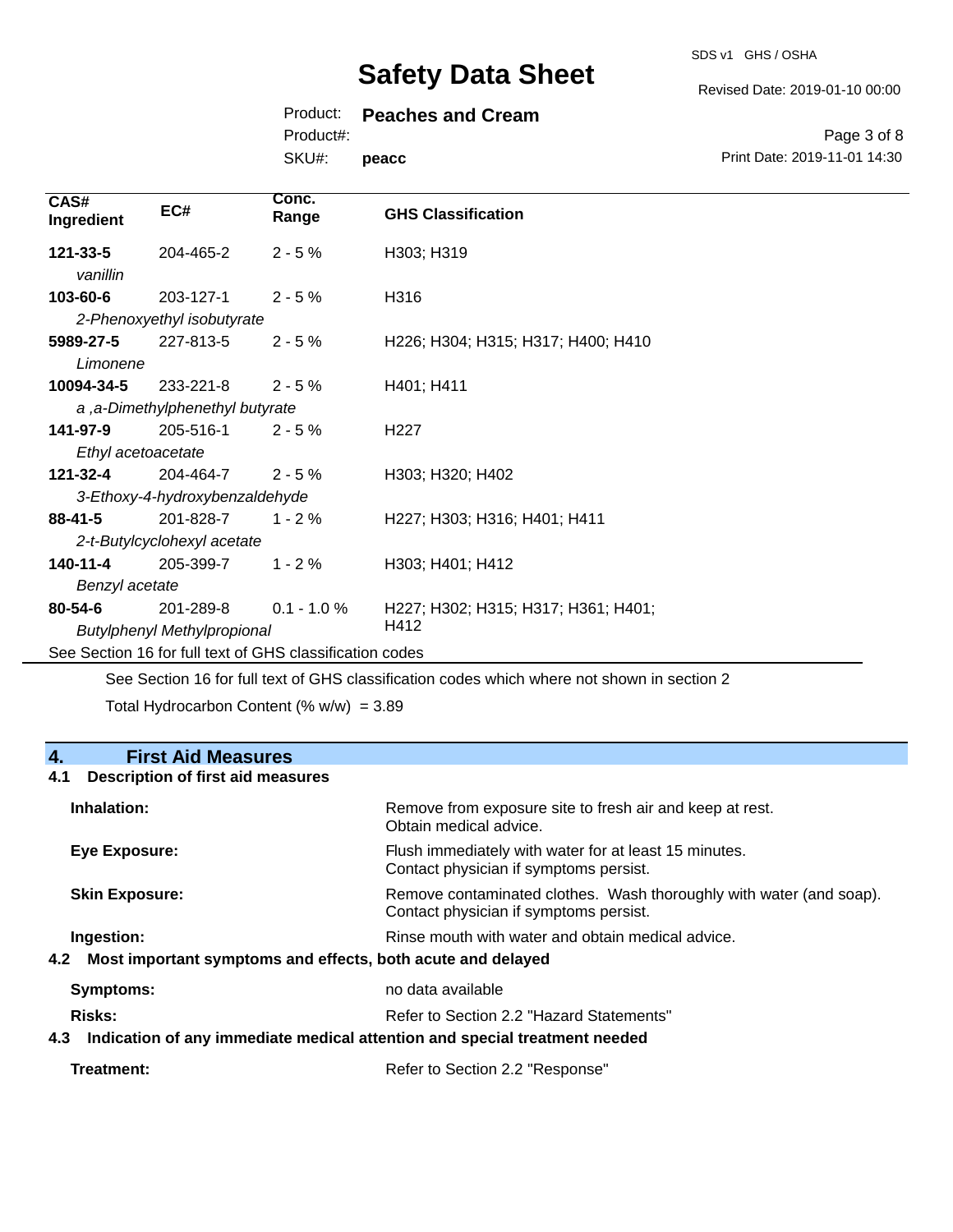| CAS# Ingredient | EC# | Conc. Range | GHS Classification |
|---|---|---|---|
| **121-33-5** *vanillin* | 204-465-2 | 2 - 5 % | H303; H319 |
| **103-60-6** *2-Phenoxyethyl isobutyrate* | 203-127-1 | 2 - 5 % | H316 |
| **5989-27-5** *Limonene* | 227-813-5 | 2 - 5 % | H226; H304; H315; H317; H400; H410 |
| **10094-34-5** *a ,a-Dimethylphenethyl butyrate* | 233-221-8 | 2 - 5 % | H401; H411 |
| **141-97-9** *Ethyl acetoacetate* | 205-516-1 | 2 - 5 % | H227 |
| **121-32-4** *3-Ethoxy-4-hydroxybenzaldehyde* | 204-464-7 | 2 - 5 % | H303; H320; H402 |
| **88-41-5** *2-t-Butylcyclohexyl acetate* | 201-828-7 | 1 - 2 % | H227; H303; H316; H401; H411 |
| **140-11-4** *Benzyl acetate* | 205-399-7 | 1 - 2 % | H303; H401; H412 |
| **80-54-6** *Butylphenyl Methylpropional* | 201-289-8 | 0.1 - 1.0 % | H227; H302; H315; H317; H361; H401; H412 |

See Section 16 for full text of GHS classification codes

See Section 16 for full text of GHS classification codes which where not shown in section 2

Total Hydrocarbon Content (% w/w) = 3.89

## 4. First Aid Measures

### 4.1 Description of first aid measures

**Inhalation:** Remove from exposure site to fresh air and keep at rest. Obtain medical advice.

**Eye Exposure:** Flush immediately with water for at least 15 minutes. Contact physician if symptoms persist.

**Skin Exposure:** Remove contaminated clothes. Wash thoroughly with water (and soap). Contact physician if symptoms persist.

**Ingestion:** Rinse mouth with water and obtain medical advice.

### 4.2 Most important symptoms and effects, both acute and delayed

**Symptoms:** no data available

**Risks:** Refer to Section 2.2 "Hazard Statements"

### 4.3 Indication of any immediate medical attention and special treatment needed

**Treatment:** Refer to Section 2.2 "Response"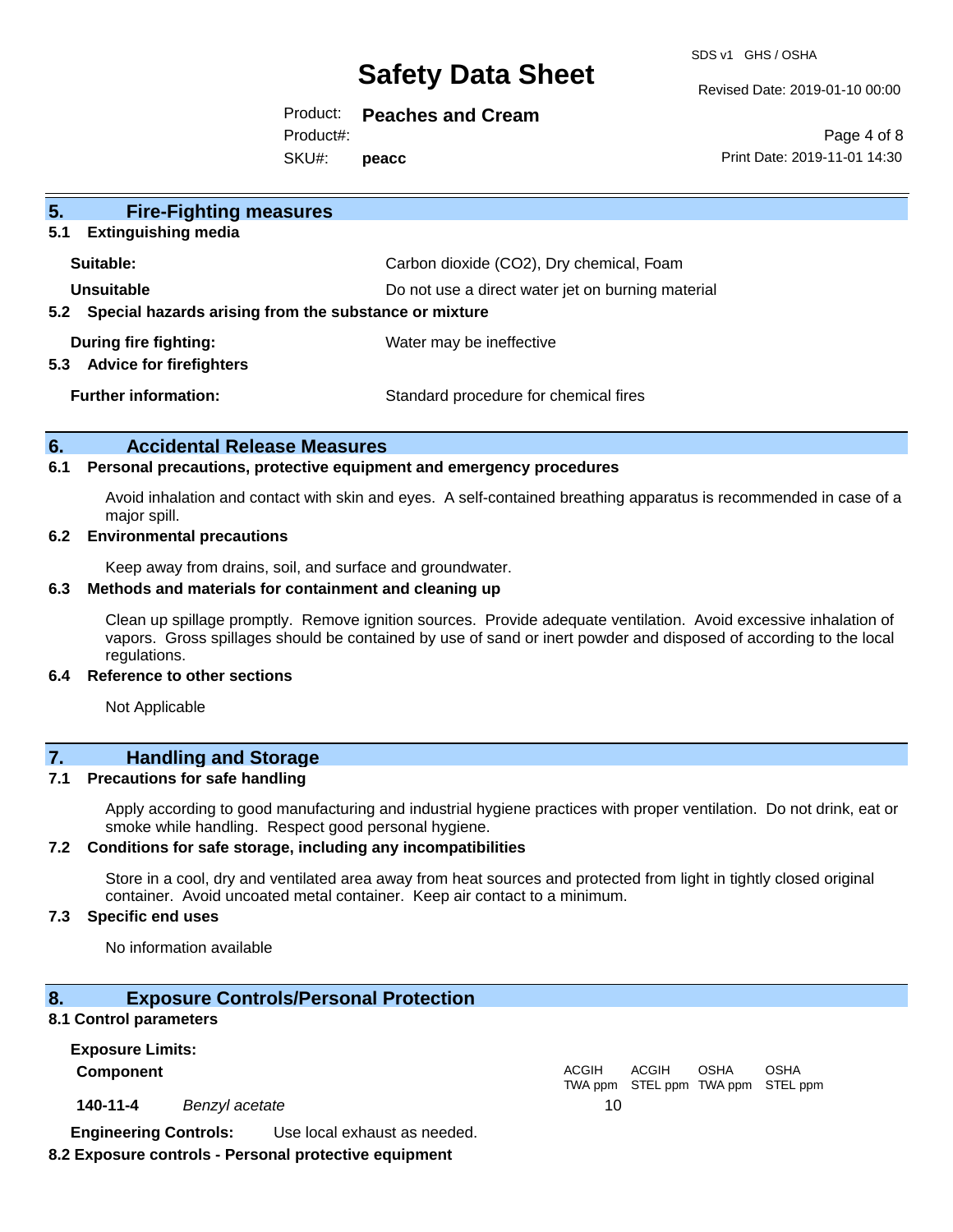## 5. Fire-Fighting measures

### 5.1 Extinguishing media

| | |
|---|---|
| **Suitable:** | Carbon dioxide ($CO_2$), Dry chemical, Foam |
| **Unsuitable** | Do not use a direct water jet on burning material |

### 5.2 Special hazards arising from the substance or mixture

| | |
|---|---|
| **During fire fighting:** | Water may be ineffective |

### 5.3 Advice for firefighters

| | |
|---|---|
| **Further information:** | Standard procedure for chemical fires |

## 6. Accidental Release Measures

### 6.1 Personal precautions, protective equipment and emergency procedures

Avoid inhalation and contact with skin and eyes. A self-contained breathing apparatus is recommended in case of a major spill.

### 6.2 Environmental precautions

Keep away from drains, soil, and surface and groundwater.

### 6.3 Methods and materials for containment and cleaning up

Clean up spillage promptly. Remove ignition sources. Provide adequate ventilation. Avoid excessive inhalation of vapors. Gross spillages should be contained by use of sand or inert powder and disposed of according to the local regulations.

### 6.4 Reference to other sections

Not Applicable

## 7. Handling and Storage

### 7.1 Precautions for safe handling

Apply according to good manufacturing and industrial hygiene practices with proper ventilation. Do not drink, eat or smoke while handling. Respect good personal hygiene.

### 7.2 Conditions for safe storage, including any incompatibilities

Store in a cool, dry and ventilated area away from heat sources and protected from light in tightly closed original container. Avoid uncoated metal container. Keep air contact to a minimum.

### 7.3 Specific end uses

No information available

## 8. Exposure Controls/Personal Protection

### 8.1 Control parameters

**Exposure Limits:**

| **Component** | | ACGIH TWA ppm | ACGIH STEL ppm | OSHA TWA ppm | OSHA STEL ppm |
|---|---|---|---|---|---|
| 140-11-4 | *Benzyl acetate* | 10 | | | |

**Engineering Controls:** Use local exhaust as needed.

### 8.2 Exposure controls - Personal protective equipment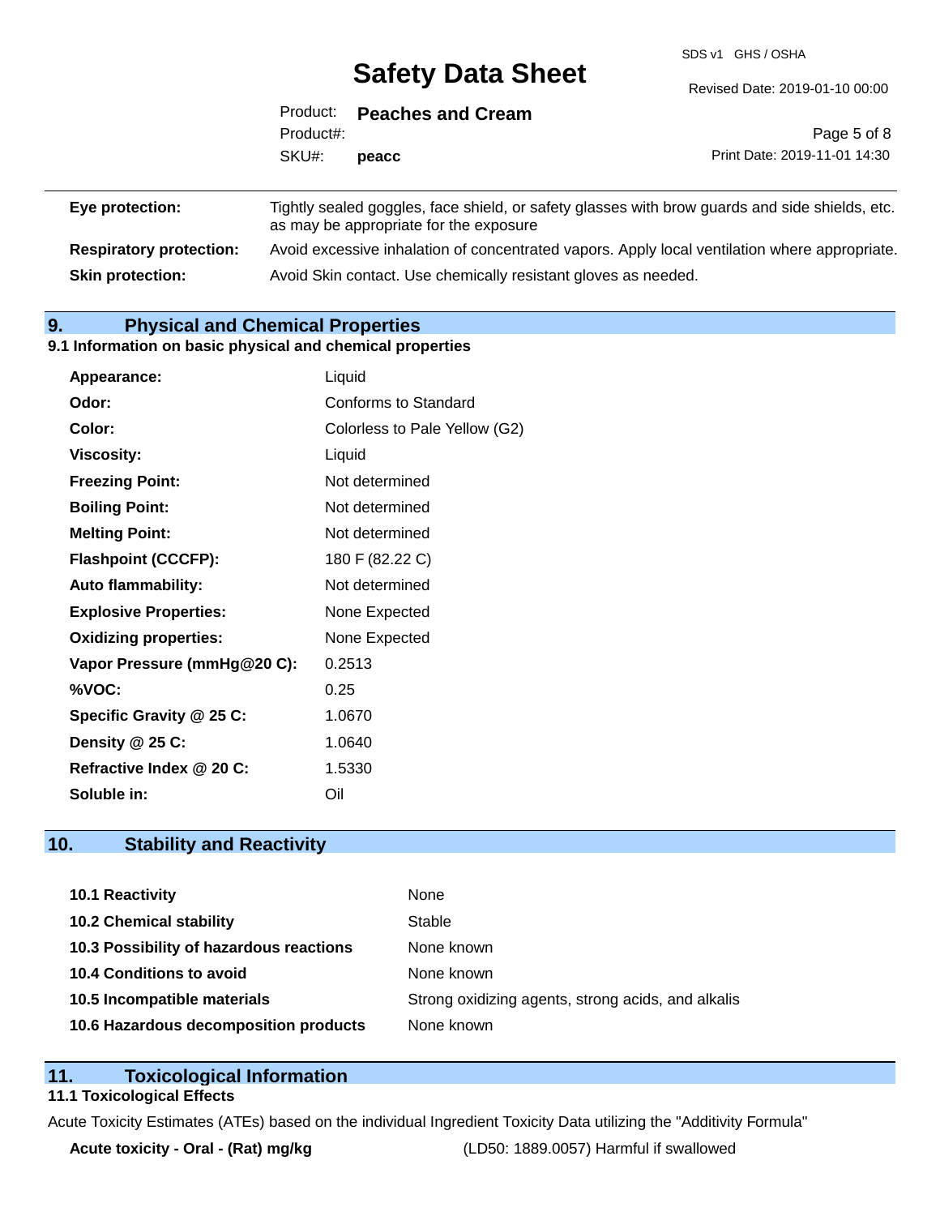| | |
|---|---|
| **Eye protection:** | Tightly sealed goggles, face shield, or safety glasses with brow guards and side shields, etc. as may be appropriate for the exposure |
| **Respiratory protection:** | Avoid excessive inhalation of concentrated vapors. Apply local ventilation where appropriate. |
| **Skin protection:** | Avoid Skin contact. Use chemically resistant gloves as needed. |

## 9. Physical and Chemical Properties

### 9.1 Information on basic physical and chemical properties

| | |
|---|---|
| **Appearance:** | Liquid |
| **Odor:** | Conforms to Standard |
| **Color:** | Colorless to Pale Yellow (G2) |
| **Viscosity:** | Liquid |
| **Freezing Point:** | Not determined |
| **Boiling Point:** | Not determined |
| **Melting Point:** | Not determined |
| **Flashpoint (CCCFP):** | 180 F (82.22 C) |
| **Auto flammability:** | Not determined |
| **Explosive Properties:** | None Expected |
| **Oxidizing properties:** | None Expected |
| **Vapor Pressure (mmHg@20 C):** | 0.2513 |
| **%VOC:** | 0.25 |
| **Specific Gravity @ 25 C:** | 1.0670 |
| **Density @ 25 C:** | 1.0640 |
| **Refractive Index @ 20 C:** | 1.5330 |
| **Soluble in:** | Oil |

## 10. Stability and Reactivity

| | |
|---|---|
| **10.1 Reactivity** | None |
| **10.2 Chemical stability** | Stable |
| **10.3 Possibility of hazardous reactions** | None known |
| **10.4 Conditions to avoid** | None known |
| **10.5 Incompatible materials** | Strong oxidizing agents, strong acids, and alkalis |
| **10.6 Hazardous decomposition products** | None known |

## 11. Toxicological Information

### 11.1 Toxicological Effects

Acute Toxicity Estimates (ATEs) based on the individual Ingredient Toxicity Data utilizing the "Additivity Formula"

| | |
|---|---|
| **Acute toxicity - Oral - (Rat) mg/kg** | (LD50: 1889.0057) Harmful if swallowed |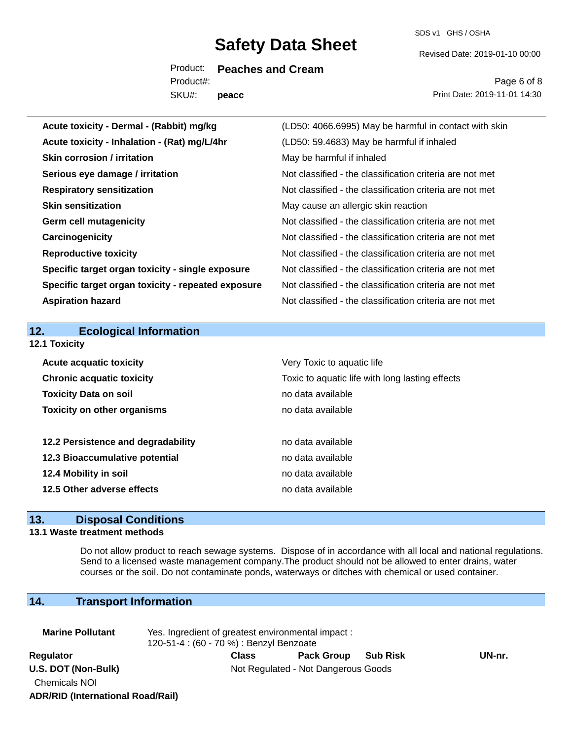| | |
|---|---|
| **Acute toxicity - Dermal - (Rabbit) mg/kg** | (LD50: 4066.6995) May be harmful in contact with skin |
| **Acute toxicity - Inhalation - (Rat) mg/L/4hr** | (LD50: 59.4683) May be harmful if inhaled |
| **Skin corrosion / irritation** | May be harmful if inhaled |
| **Serious eye damage / irritation** | Not classified - the classification criteria are not met |
| **Respiratory sensitization** | Not classified - the classification criteria are not met |
| **Skin sensitization** | May cause an allergic skin reaction |
| **Germ cell mutagenicity** | Not classified - the classification criteria are not met |
| **Carcinogenicity** | Not classified - the classification criteria are not met |
| **Reproductive toxicity** | Not classified - the classification criteria are not met |
| **Specific target organ toxicity - single exposure** | Not classified - the classification criteria are not met |
| **Specific target organ toxicity - repeated exposure** | Not classified - the classification criteria are not met |
| **Aspiration hazard** | Not classified - the classification criteria are not met |

## 12. Ecological Information

### 12.1 Toxicity

| | |
|---|---|
| **Acute acquatic toxicity** | Very Toxic to aquatic life |
| **Chronic acquatic toxicity** | Toxic to aquatic life with long lasting effects |
| **Toxicity Data on soil** | no data available |
| **Toxicity on other organisms** | no data available |

| | |
|---|---|
| **12.2 Persistence and degradability** | no data available |
| **12.3 Bioaccumulative potential** | no data available |
| **12.4 Mobility in soil** | no data available |
| **12.5 Other adverse effects** | no data available |

## 13. Disposal Conditions

### 13.1 Waste treatment methods

Do not allow product to reach sewage systems. Dispose of in accordance with all local and national regulations. Send to a licensed waste management company.The product should not be allowed to enter drains, water courses or the soil. Do not contaminate ponds, waterways or ditches with chemical or used container.

## 14. Transport Information

**Marine Pollutant** Yes. Ingredient of greatest environmental impact : 120-51-4 : (60 - 70 %) : Benzyl Benzoate

| Regulator | Class | Pack Group | Sub Risk | UN-nr. |
|---|---|---|---|---|
| **U.S. DOT (Non-Bulk)** | Not Regulated - Not Dangerous Goods | | | |
| Chemicals NOI | | | | |
| **ADR/RID (International Road/Rail)** | | | | |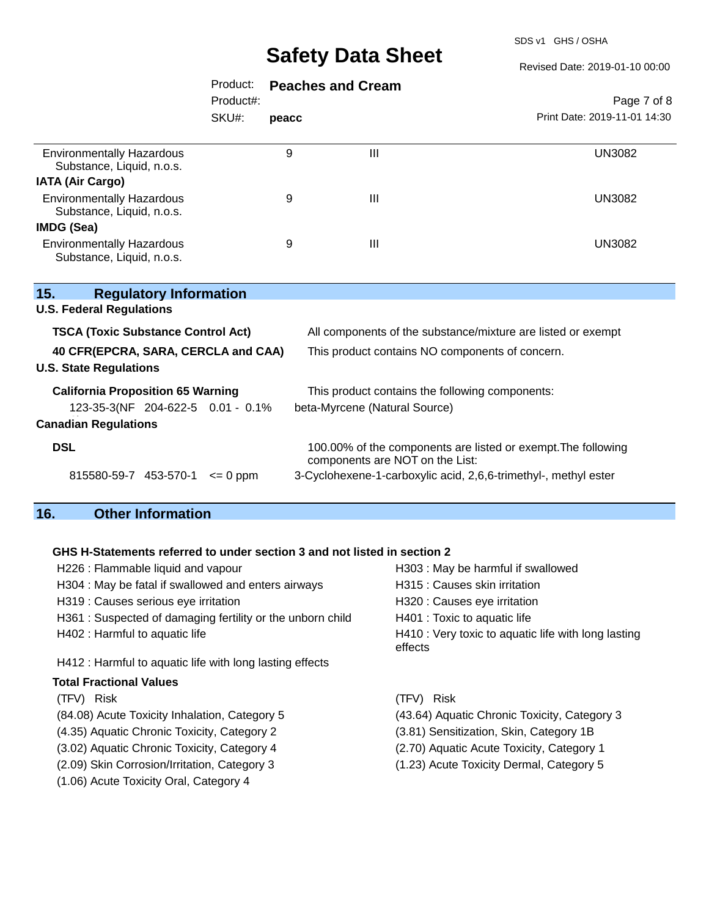| | | | |
|---|---|---|---|
| Environmentally Hazardous Substance, Liquid, n.o.s. | 9 | III | UN3082 |
| **IATA (Air Cargo)** | | | |
| Environmentally Hazardous Substance, Liquid, n.o.s. | 9 | III | UN3082 |
| **IMDG (Sea)** | | | |
| Environmentally Hazardous Substance, Liquid, n.o.s. | 9 | III | UN3082 |

## 15. Regulatory Information

**U.S. Federal Regulations**

| | |
|---|---|
| **TSCA (Toxic Substance Control Act)** | All components of the substance/mixture are listed or exempt |
| **40 CFR(EPCRA, SARA, CERCLA and CAA)** | This product contains NO components of concern. |

**U.S. State Regulations**

**California Proposition 65 Warning** — This product contains the following components:

| | | | |
|---|---|---|---|
| 123-35-3(NF | 204-622-5 | 0.01 - 0.1% | beta-Myrcene (Natural Source) |

**Canadian Regulations**

**DSL** — 100.00% of the components are listed or exempt.The following components are NOT on the List:

| | | | |
|---|---|---|---|
| 815580-59-7 | 453-570-1 | <= 0 ppm | 3-Cyclohexene-1-carboxylic acid, 2,6,6-trimethyl-, methyl ester |

## 16. Other Information

**GHS H-Statements referred to under section 3 and not listed in section 2**

- H226 : Flammable liquid and vapour
- H303 : May be harmful if swallowed
- H304 : May be fatal if swallowed and enters airways
- H315 : Causes skin irritation
- H319 : Causes serious eye irritation
- H320 : Causes eye irritation
- H361 : Suspected of damaging fertility or the unborn child
- H401 : Toxic to aquatic life
- H402 : Harmful to aquatic life
- H410 : Very toxic to aquatic life with long lasting effects
- H412 : Harmful to aquatic life with long lasting effects

**Total Fractional Values**

| (TFV) Risk | (TFV) Risk |
|---|---|
| (84.08) Acute Toxicity Inhalation, Category 5 | (43.64) Aquatic Chronic Toxicity, Category 3 |
| (4.35) Aquatic Chronic Toxicity, Category 2 | (3.81) Sensitization, Skin, Category 1B |
| (3.02) Aquatic Chronic Toxicity, Category 4 | (2.70) Aquatic Acute Toxicity, Category 1 |
| (2.09) Skin Corrosion/Irritation, Category 3 | (1.23) Acute Toxicity Dermal, Category 5 |
| (1.06) Acute Toxicity Oral, Category 4 | |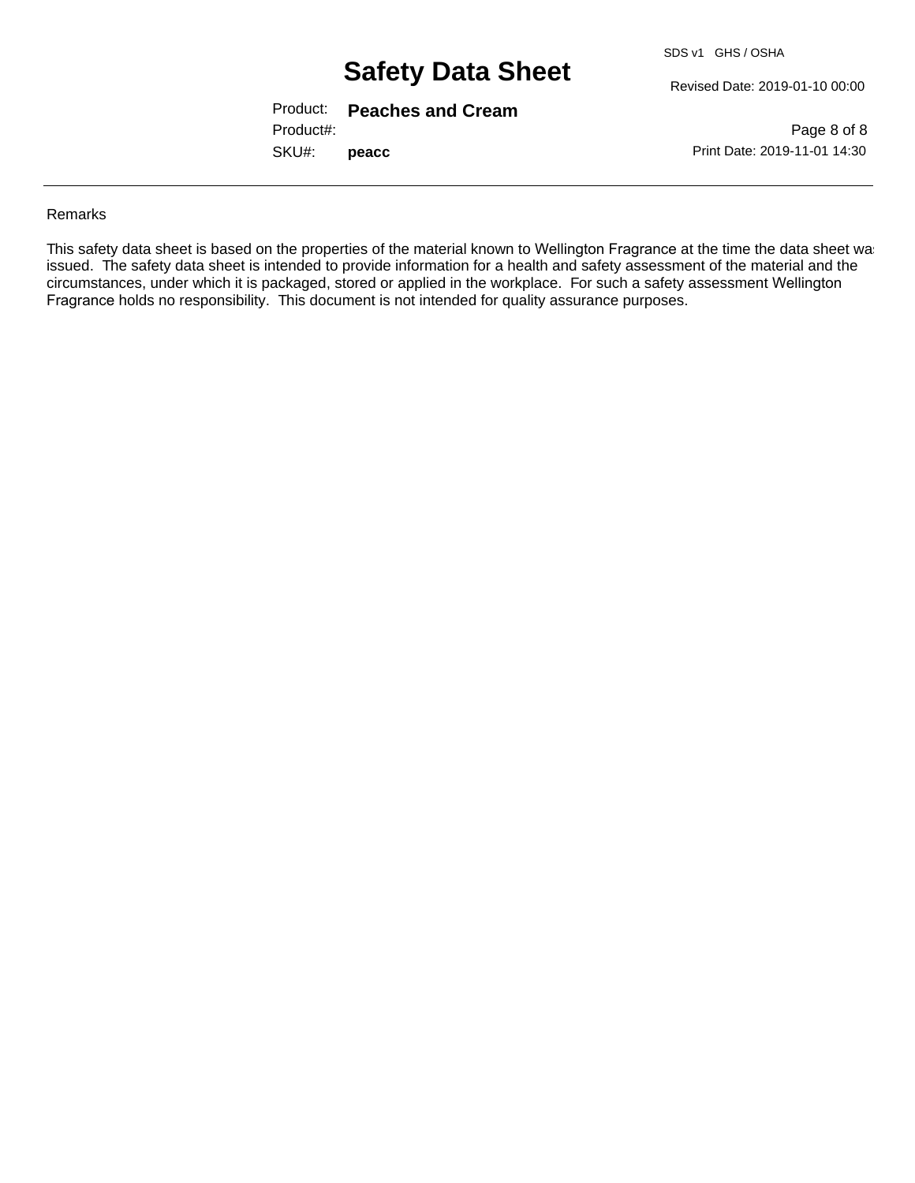## Remarks

This safety data sheet is based on the properties of the material known to Wellington Fragrance at the time the data sheet was issued. The safety data sheet is intended to provide information for a health and safety assessment of the material and the circumstances, under which it is packaged, stored or applied in the workplace. For such a safety assessment Wellington Fragrance holds no responsibility. This document is not intended for quality assurance purposes.